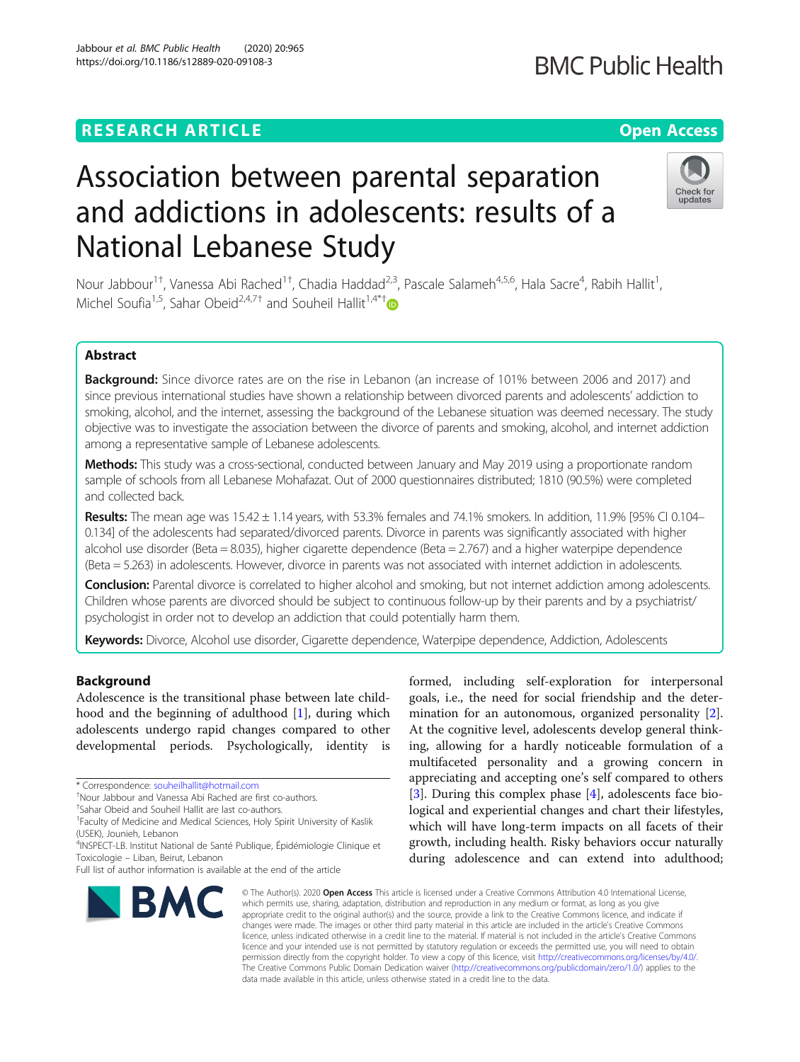RESEARCH ARTICLE

Open Access

# Association between parental separation and addictions in adolescents: results of a National Lebanese Study

Nour Jabbour[1†], Vanessa Abi Rached[1†], Chadia Haddad[2,3], Pascale Salameh[4,5,6], Hala Sacre[4], Rabih Hallit[1], Michel Soufia[1,5], Sahar Obeid[2,4,7†] and Souheil Hallit[1,4*†]

## Abstract

**Background:** Since divorce rates are on the rise in Lebanon (an increase of 101% between 2006 and 2017) and since previous international studies have shown a relationship between divorced parents and adolescents' addiction to smoking, alcohol, and the internet, assessing the background of the Lebanese situation was deemed necessary. The study objective was to investigate the association between the divorce of parents and smoking, alcohol, and internet addiction among a representative sample of Lebanese adolescents.

**Methods:** This study was a cross-sectional, conducted between January and May 2019 using a proportionate random sample of schools from all Lebanese Mohafazat. Out of 2000 questionnaires distributed; 1810 (90.5%) were completed and collected back.

**Results:** The mean age was 15.42 ± 1.14 years, with 53.3% females and 74.1% smokers. In addition, 11.9% [95% CI 0.104–0.134] of the adolescents had separated/divorced parents. Divorce in parents was significantly associated with higher alcohol use disorder (Beta = 8.035), higher cigarette dependence (Beta = 2.767) and a higher waterpipe dependence (Beta = 5.263) in adolescents. However, divorce in parents was not associated with internet addiction in adolescents.

**Conclusion:** Parental divorce is correlated to higher alcohol and smoking, but not internet addiction among adolescents. Children whose parents are divorced should be subject to continuous follow-up by their parents and by a psychiatrist/psychologist in order not to develop an addiction that could potentially harm them.

**Keywords:** Divorce, Alcohol use disorder, Cigarette dependence, Waterpipe dependence, Addiction, Adolescents

## Background

Adolescence is the transitional phase between late childhood and the beginning of adulthood [1], during which adolescents undergo rapid changes compared to other developmental periods. Psychologically, identity is formed, including self-exploration for interpersonal goals, i.e., the need for social friendship and the determination for an autonomous, organized personality [2]. At the cognitive level, adolescents develop general thinking, allowing for a hardly noticeable formulation of a multifaceted personality and a growing concern in appreciating and accepting one's self compared to others [3]. During this complex phase [4], adolescents face biological and experiential changes and chart their lifestyles, which will have long-term impacts on all facets of their growth, including health. Risky behaviors occur naturally during adolescence and can extend into adulthood;

\* Correspondence: souheilhallit@hotmail.com

†Nour Jabbour and Vanessa Abi Rached are first co-authors.

†Sahar Obeid and Souheil Hallit are last co-authors.

[1]Faculty of Medicine and Medical Sciences, Holy Spirit University of Kaslik (USEK), Jounieh, Lebanon

[4]INSPECT-LB. Institut National de Santé Publique, Épidémiologie Clinique et Toxicologie – Liban, Beirut, Lebanon

Full list of author information is available at the end of the article

© The Author(s). 2020 **Open Access** This article is licensed under a Creative Commons Attribution 4.0 International License, which permits use, sharing, adaptation, distribution and reproduction in any medium or format, as long as you give appropriate credit to the original author(s) and the source, provide a link to the Creative Commons licence, and indicate if changes were made. The images or other third party material in this article are included in the article's Creative Commons licence, unless indicated otherwise in a credit line to the material. If material is not included in the article's Creative Commons licence and your intended use is not permitted by statutory regulation or exceeds the permitted use, you will need to obtain permission directly from the copyright holder. To view a copy of this licence, visit http://creativecommons.org/licenses/by/4.0/. The Creative Commons Public Domain Dedication waiver (http://creativecommons.org/publicdomain/zero/1.0/) applies to the data made available in this article, unless otherwise stated in a credit line to the data.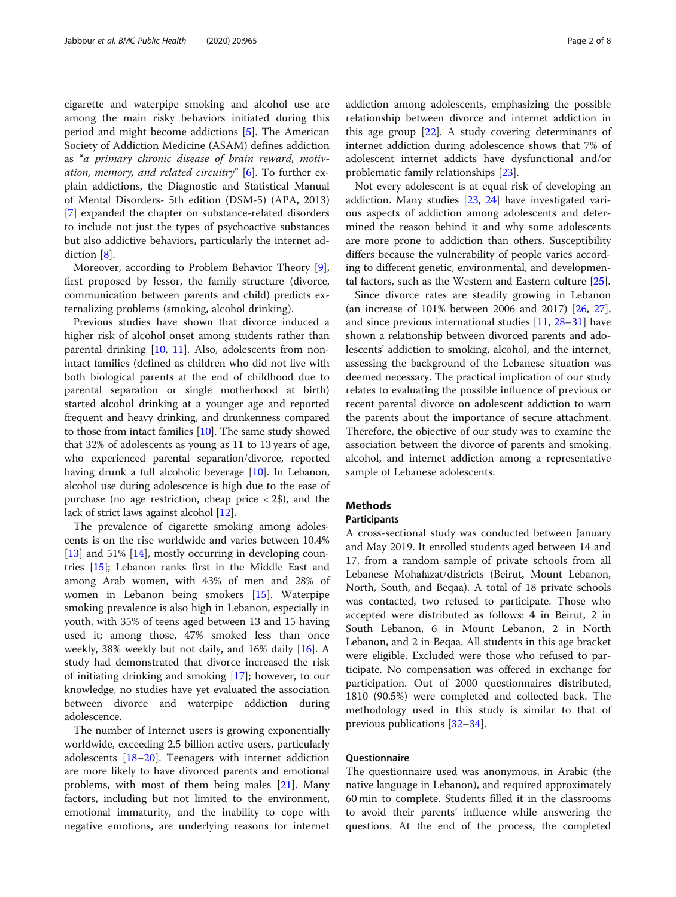cigarette and waterpipe smoking and alcohol use are among the main risky behaviors initiated during this period and might become addictions [5]. The American Society of Addiction Medicine (ASAM) defines addiction as "*a primary chronic disease of brain reward, motivation, memory, and related circuitry*" [6]. To further explain addictions, the Diagnostic and Statistical Manual of Mental Disorders- 5th edition (DSM-5) (APA, 2013) [7] expanded the chapter on substance-related disorders to include not just the types of psychoactive substances but also addictive behaviors, particularly the internet addiction [8].

Moreover, according to Problem Behavior Theory [9], first proposed by Jessor, the family structure (divorce, communication between parents and child) predicts externalizing problems (smoking, alcohol drinking).

Previous studies have shown that divorce induced a higher risk of alcohol onset among students rather than parental drinking [10, 11]. Also, adolescents from non-intact families (defined as children who did not live with both biological parents at the end of childhood due to parental separation or single motherhood at birth) started alcohol drinking at a younger age and reported frequent and heavy drinking, and drunkenness compared to those from intact families [10]. The same study showed that 32% of adolescents as young as 11 to 13 years of age, who experienced parental separation/divorce, reported having drunk a full alcoholic beverage [10]. In Lebanon, alcohol use during adolescence is high due to the ease of purchase (no age restriction, cheap price < 2$), and the lack of strict laws against alcohol [12].

The prevalence of cigarette smoking among adolescents is on the rise worldwide and varies between 10.4% [13] and 51% [14], mostly occurring in developing countries [15]; Lebanon ranks first in the Middle East and among Arab women, with 43% of men and 28% of women in Lebanon being smokers [15]. Waterpipe smoking prevalence is also high in Lebanon, especially in youth, with 35% of teens aged between 13 and 15 having used it; among those, 47% smoked less than once weekly, 38% weekly but not daily, and 16% daily [16]. A study had demonstrated that divorce increased the risk of initiating drinking and smoking [17]; however, to our knowledge, no studies have yet evaluated the association between divorce and waterpipe addiction during adolescence.

The number of Internet users is growing exponentially worldwide, exceeding 2.5 billion active users, particularly adolescents [18–20]. Teenagers with internet addiction are more likely to have divorced parents and emotional problems, with most of them being males [21]. Many factors, including but not limited to the environment, emotional immaturity, and the inability to cope with negative emotions, are underlying reasons for internet addiction among adolescents, emphasizing the possible relationship between divorce and internet addiction in this age group [22]. A study covering determinants of internet addiction during adolescence shows that 7% of adolescent internet addicts have dysfunctional and/or problematic family relationships [23].

Not every adolescent is at equal risk of developing an addiction. Many studies [23, 24] have investigated various aspects of addiction among adolescents and determined the reason behind it and why some adolescents are more prone to addiction than others. Susceptibility differs because the vulnerability of people varies according to different genetic, environmental, and developmental factors, such as the Western and Eastern culture [25].

Since divorce rates are steadily growing in Lebanon (an increase of 101% between 2006 and 2017) [26, 27], and since previous international studies [11, 28–31] have shown a relationship between divorced parents and adolescents' addiction to smoking, alcohol, and the internet, assessing the background of the Lebanese situation was deemed necessary. The practical implication of our study relates to evaluating the possible influence of previous or recent parental divorce on adolescent addiction to warn the parents about the importance of secure attachment. Therefore, the objective of our study was to examine the association between the divorce of parents and smoking, alcohol, and internet addiction among a representative sample of Lebanese adolescents.

## Methods

### Participants

A cross-sectional study was conducted between January and May 2019. It enrolled students aged between 14 and 17, from a random sample of private schools from all Lebanese Mohafazat/districts (Beirut, Mount Lebanon, North, South, and Beqaa). A total of 18 private schools was contacted, two refused to participate. Those who accepted were distributed as follows: 4 in Beirut, 2 in South Lebanon, 6 in Mount Lebanon, 2 in North Lebanon, and 2 in Beqaa. All students in this age bracket were eligible. Excluded were those who refused to participate. No compensation was offered in exchange for participation. Out of 2000 questionnaires distributed, 1810 (90.5%) were completed and collected back. The methodology used in this study is similar to that of previous publications [32–34].

### Questionnaire

The questionnaire used was anonymous, in Arabic (the native language in Lebanon), and required approximately 60 min to complete. Students filled it in the classrooms to avoid their parents' influence while answering the questions. At the end of the process, the completed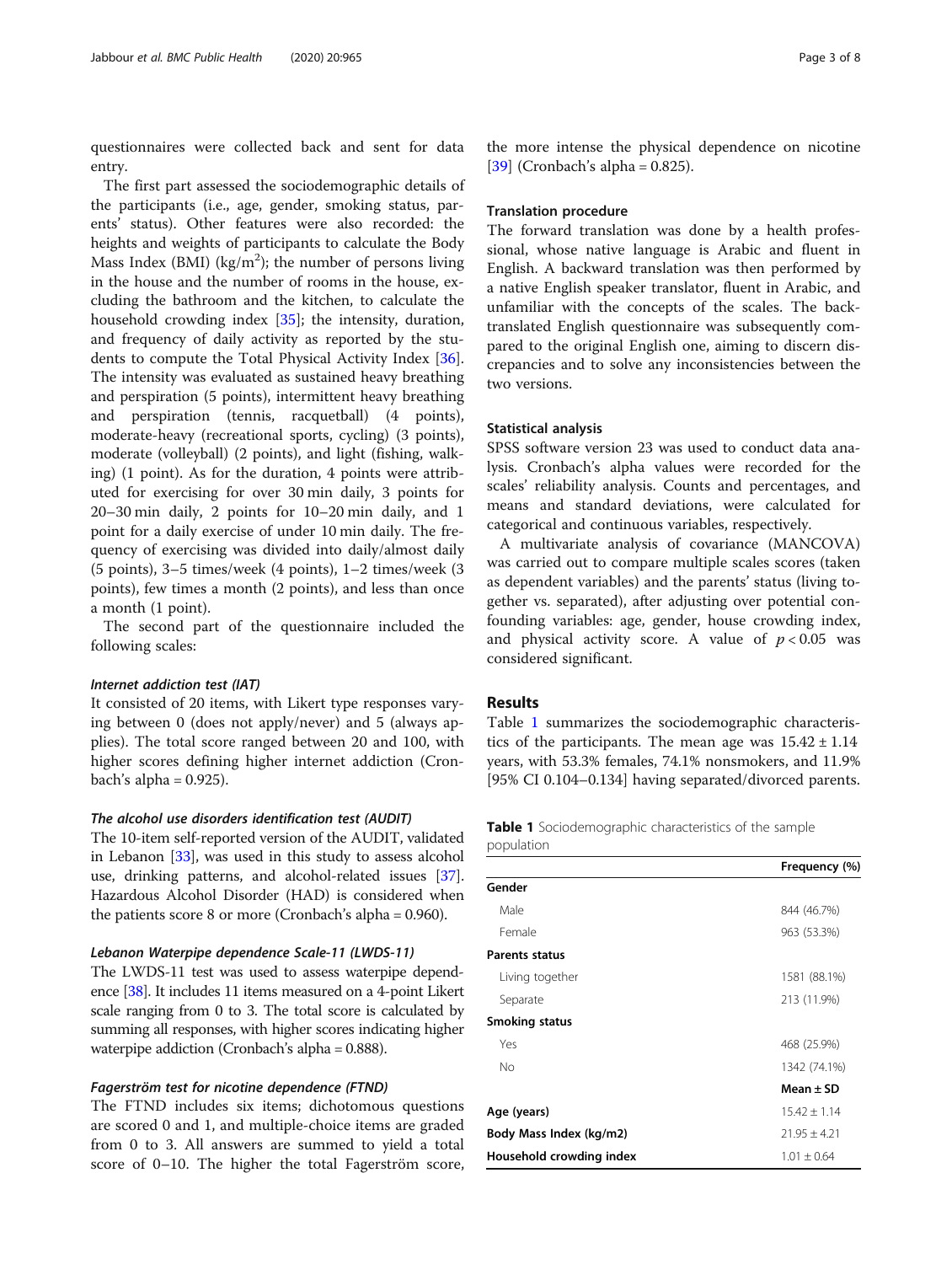questionnaires were collected back and sent for data entry.

The first part assessed the sociodemographic details of the participants (i.e., age, gender, smoking status, parents' status). Other features were also recorded: the heights and weights of participants to calculate the Body Mass Index (BMI) ($kg/m^2$); the number of persons living in the house and the number of rooms in the house, excluding the bathroom and the kitchen, to calculate the household crowding index [35]; the intensity, duration, and frequency of daily activity as reported by the students to compute the Total Physical Activity Index [36]. The intensity was evaluated as sustained heavy breathing and perspiration (5 points), intermittent heavy breathing and perspiration (tennis, racquetball) (4 points), moderate-heavy (recreational sports, cycling) (3 points), moderate (volleyball) (2 points), and light (fishing, walking) (1 point). As for the duration, 4 points were attributed for exercising for over 30 min daily, 3 points for 20–30 min daily, 2 points for 10–20 min daily, and 1 point for a daily exercise of under 10 min daily. The frequency of exercising was divided into daily/almost daily (5 points), 3–5 times/week (4 points), 1–2 times/week (3 points), few times a month (2 points), and less than once a month (1 point).

The second part of the questionnaire included the following scales:

#### *Internet addiction test (IAT)*

It consisted of 20 items, with Likert type responses varying between 0 (does not apply/never) and 5 (always applies). The total score ranged between 20 and 100, with higher scores defining higher internet addiction (Cronbach's alpha = 0.925).

#### *The alcohol use disorders identification test (AUDIT)*

The 10-item self-reported version of the AUDIT, validated in Lebanon [33], was used in this study to assess alcohol use, drinking patterns, and alcohol-related issues [37]. Hazardous Alcohol Disorder (HAD) is considered when the patients score 8 or more (Cronbach's alpha = 0.960).

#### *Lebanon Waterpipe dependence Scale-11 (LWDS-11)*

The LWDS-11 test was used to assess waterpipe dependence [38]. It includes 11 items measured on a 4-point Likert scale ranging from 0 to 3. The total score is calculated by summing all responses, with higher scores indicating higher waterpipe addiction (Cronbach's alpha = 0.888).

#### *Fagerström test for nicotine dependence (FTND)*

The FTND includes six items; dichotomous questions are scored 0 and 1, and multiple-choice items are graded from 0 to 3. All answers are summed to yield a total score of 0–10. The higher the total Fagerström score, the more intense the physical dependence on nicotine [39] (Cronbach's alpha = 0.825).

### Translation procedure

The forward translation was done by a health professional, whose native language is Arabic and fluent in English. A backward translation was then performed by a native English speaker translator, fluent in Arabic, and unfamiliar with the concepts of the scales. The back-translated English questionnaire was subsequently compared to the original English one, aiming to discern discrepancies and to solve any inconsistencies between the two versions.

### Statistical analysis

SPSS software version 23 was used to conduct data analysis. Cronbach's alpha values were recorded for the scales' reliability analysis. Counts and percentages, and means and standard deviations, were calculated for categorical and continuous variables, respectively.

A multivariate analysis of covariance (MANCOVA) was carried out to compare multiple scales scores (taken as dependent variables) and the parents' status (living together vs. separated), after adjusting over potential confounding variables: age, gender, house crowding index, and physical activity score. A value of $p < 0.05$ was considered significant.

## Results

Table 1 summarizes the sociodemographic characteristics of the participants. The mean age was $15.42 \pm 1.14$ years, with 53.3% females, 74.1% nonsmokers, and 11.9% [95% CI 0.104–0.134] having separated/divorced parents.

**Table 1** Sociodemographic characteristics of the sample population

| | Frequency (%) |
|---|---|
| **Gender** | |
| Male | 844 (46.7%) |
| Female | 963 (53.3%) |
| **Parents status** | |
| Living together | 1581 (88.1%) |
| Separate | 213 (11.9%) |
| **Smoking status** | |
| Yes | 468 (25.9%) |
| No | 1342 (74.1%) |
| | **Mean ± SD** |
| **Age (years)** | 15.42 ± 1.14 |
| **Body Mass Index (kg/m2)** | 21.95 ± 4.21 |
| **Household crowding index** | 1.01 ± 0.64 |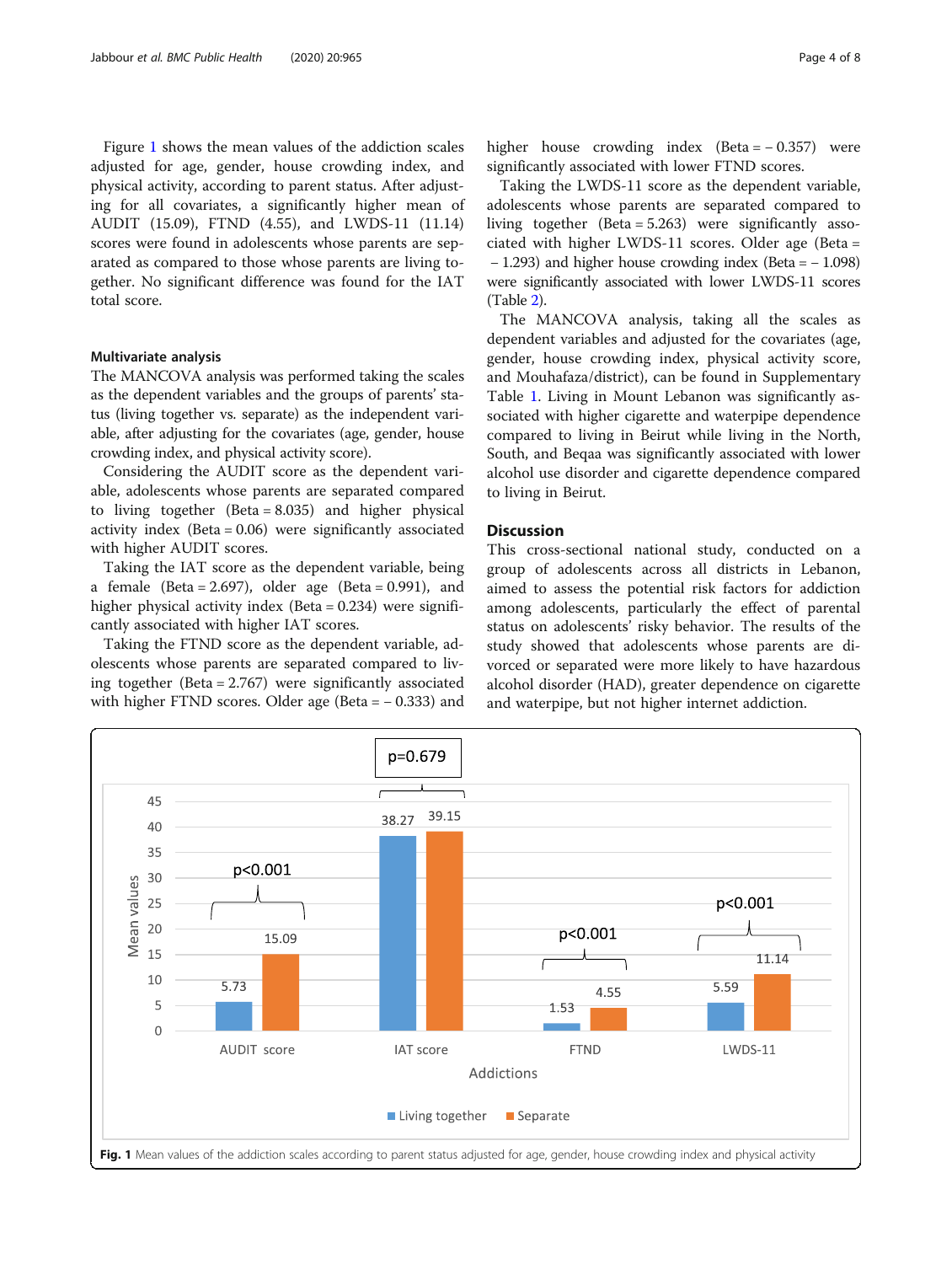Figure 1 shows the mean values of the addiction scales adjusted for age, gender, house crowding index, and physical activity, according to parent status. After adjusting for all covariates, a significantly higher mean of AUDIT (15.09), FTND (4.55), and LWDS-11 (11.14) scores were found in adolescents whose parents are separated as compared to those whose parents are living together. No significant difference was found for the IAT total score.

### Multivariate analysis

The MANCOVA analysis was performed taking the scales as the dependent variables and the groups of parents' status (living together vs. separate) as the independent variable, after adjusting for the covariates (age, gender, house crowding index, and physical activity score).

Considering the AUDIT score as the dependent variable, adolescents whose parents are separated compared to living together (Beta = 8.035) and higher physical activity index (Beta = 0.06) were significantly associated with higher AUDIT scores.

Taking the IAT score as the dependent variable, being a female (Beta = 2.697), older age (Beta = 0.991), and higher physical activity index (Beta = 0.234) were significantly associated with higher IAT scores.

Taking the FTND score as the dependent variable, adolescents whose parents are separated compared to living together (Beta = 2.767) were significantly associated with higher FTND scores. Older age (Beta = − 0.333) and higher house crowding index (Beta = − 0.357) were significantly associated with lower FTND scores.

Taking the LWDS-11 score as the dependent variable, adolescents whose parents are separated compared to living together (Beta = 5.263) were significantly associated with higher LWDS-11 scores. Older age (Beta = − 1.293) and higher house crowding index (Beta = − 1.098) were significantly associated with lower LWDS-11 scores (Table 2).

The MANCOVA analysis, taking all the scales as dependent variables and adjusted for the covariates (age, gender, house crowding index, physical activity score, and Mouhafaza/district), can be found in Supplementary Table 1. Living in Mount Lebanon was significantly associated with higher cigarette and waterpipe dependence compared to living in Beirut while living in the North, South, and Beqaa was significantly associated with lower alcohol use disorder and cigarette dependence compared to living in Beirut.

## Discussion

This cross-sectional national study, conducted on a group of adolescents across all districts in Lebanon, aimed to assess the potential risk factors for addiction among adolescents, particularly the effect of parental status on adolescents' risky behavior. The results of the study showed that adolescents whose parents are divorced or separated were more likely to have hazardous alcohol disorder (HAD), greater dependence on cigarette and waterpipe, but not higher internet addiction.

**Fig. 1** Mean values of the addiction scales according to parent status adjusted for age, gender, house crowding index and physical activity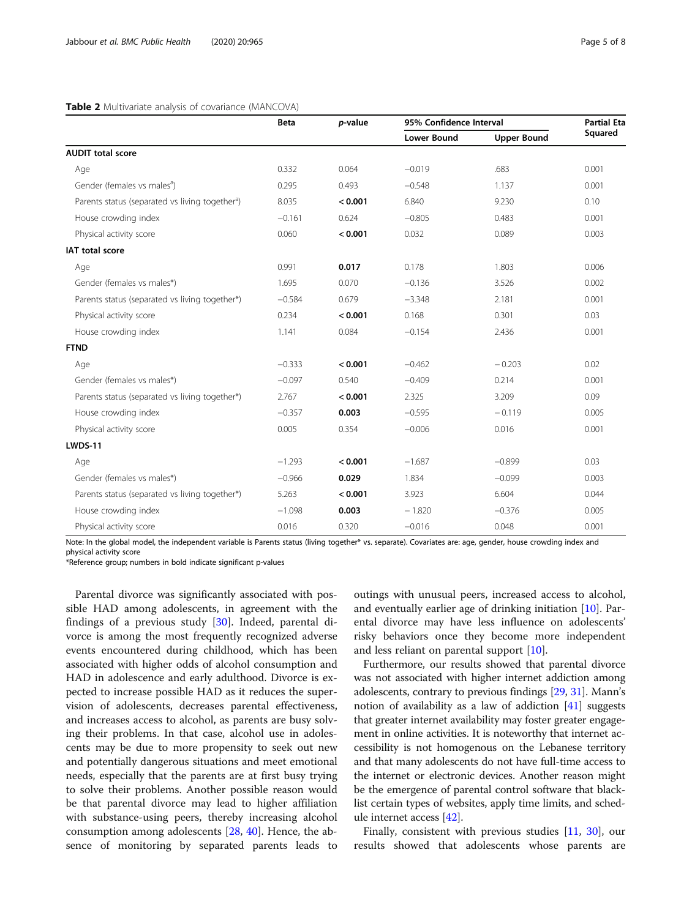**Table 2** Multivariate analysis of covariance (MANCOVA)

| | Beta | *p*-value | 95% Confidence Interval | | Partial Eta Squared |
|---|---|---|---|---|---|
| | | | Lower Bound | Upper Bound | |
| **AUDIT total score** | | | | | |
| Age | 0.332 | 0.064 | −0.019 | .683 | 0.001 |
| Gender (females vs males[a]) | 0.295 | 0.493 | −0.548 | 1.137 | 0.001 |
| Parents status (separated vs living together[a]) | 8.035 | **< 0.001** | 6.840 | 9.230 | 0.10 |
| House crowding index | −0.161 | 0.624 | −0.805 | 0.483 | 0.001 |
| Physical activity score | 0.060 | **< 0.001** | 0.032 | 0.089 | 0.003 |
| **IAT total score** | | | | | |
| Age | 0.991 | **0.017** | 0.178 | 1.803 | 0.006 |
| Gender (females vs males*) | 1.695 | 0.070 | −0.136 | 3.526 | 0.002 |
| Parents status (separated vs living together*) | −0.584 | 0.679 | −3.348 | 2.181 | 0.001 |
| Physical activity score | 0.234 | **< 0.001** | 0.168 | 0.301 | 0.03 |
| House crowding index | 1.141 | 0.084 | −0.154 | 2.436 | 0.001 |
| **FTND** | | | | | |
| Age | −0.333 | **< 0.001** | −0.462 | − 0.203 | 0.02 |
| Gender (females vs males*) | −0.097 | 0.540 | −0.409 | 0.214 | 0.001 |
| Parents status (separated vs living together*) | 2.767 | **< 0.001** | 2.325 | 3.209 | 0.09 |
| House crowding index | −0.357 | **0.003** | −0.595 | − 0.119 | 0.005 |
| Physical activity score | 0.005 | 0.354 | −0.006 | 0.016 | 0.001 |
| **LWDS-11** | | | | | |
| Age | −1.293 | **< 0.001** | −1.687 | −0.899 | 0.03 |
| Gender (females vs males*) | −0.966 | **0.029** | 1.834 | −0.099 | 0.003 |
| Parents status (separated vs living together*) | 5.263 | **< 0.001** | 3.923 | 6.604 | 0.044 |
| House crowding index | −1.098 | **0.003** | − 1.820 | −0.376 | 0.005 |
| Physical activity score | 0.016 | 0.320 | −0.016 | 0.048 | 0.001 |

Note: In the global model, the independent variable is Parents status (living together* vs. separate). Covariates are: age, gender, house crowding index and physical activity score

*Reference group; numbers in bold indicate significant p-values

Parental divorce was significantly associated with possible HAD among adolescents, in agreement with the findings of a previous study [30]. Indeed, parental divorce is among the most frequently recognized adverse events encountered during childhood, which has been associated with higher odds of alcohol consumption and HAD in adolescence and early adulthood. Divorce is expected to increase possible HAD as it reduces the supervision of adolescents, decreases parental effectiveness, and increases access to alcohol, as parents are busy solving their problems. In that case, alcohol use in adolescents may be due to more propensity to seek out new and potentially dangerous situations and meet emotional needs, especially that the parents are at first busy trying to solve their problems. Another possible reason would be that parental divorce may lead to higher affiliation with substance-using peers, thereby increasing alcohol consumption among adolescents [28, 40]. Hence, the absence of monitoring by separated parents leads to outings with unusual peers, increased access to alcohol, and eventually earlier age of drinking initiation [10]. Parental divorce may have less influence on adolescents' risky behaviors once they become more independent and less reliant on parental support [10].

Furthermore, our results showed that parental divorce was not associated with higher internet addiction among adolescents, contrary to previous findings [29, 31]. Mann's notion of availability as a law of addiction [41] suggests that greater internet availability may foster greater engagement in online activities. It is noteworthy that internet accessibility is not homogenous on the Lebanese territory and that many adolescents do not have full-time access to the internet or electronic devices. Another reason might be the emergence of parental control software that blacklist certain types of websites, apply time limits, and schedule internet access [42].

Finally, consistent with previous studies [11, 30], our results showed that adolescents whose parents are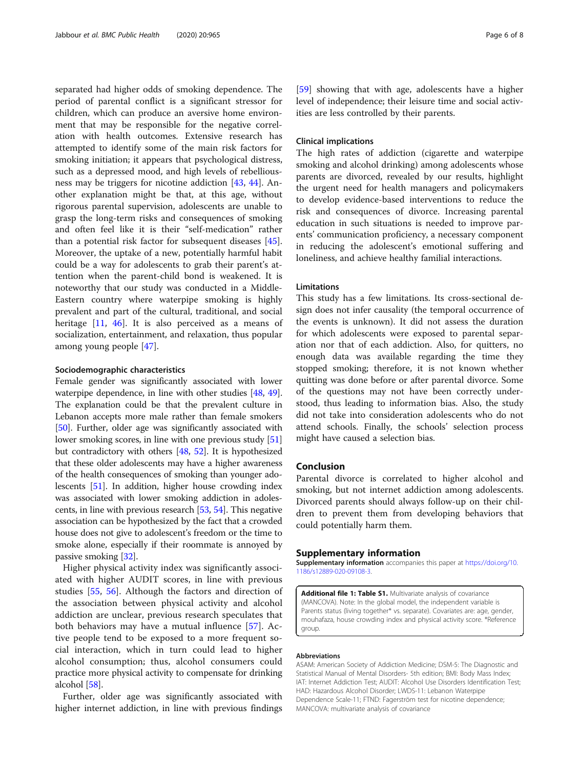separated had higher odds of smoking dependence. The period of parental conflict is a significant stressor for children, which can produce an aversive home environment that may be responsible for the negative correlation with health outcomes. Extensive research has attempted to identify some of the main risk factors for smoking initiation; it appears that psychological distress, such as a depressed mood, and high levels of rebelliousness may be triggers for nicotine addiction [43, 44]. Another explanation might be that, at this age, without rigorous parental supervision, adolescents are unable to grasp the long-term risks and consequences of smoking and often feel like it is their "self-medication" rather than a potential risk factor for subsequent diseases [45]. Moreover, the uptake of a new, potentially harmful habit could be a way for adolescents to grab their parent's attention when the parent-child bond is weakened. It is noteworthy that our study was conducted in a Middle-Eastern country where waterpipe smoking is highly prevalent and part of the cultural, traditional, and social heritage [11, 46]. It is also perceived as a means of socialization, entertainment, and relaxation, thus popular among young people [47].

#### Sociodemographic characteristics

Female gender was significantly associated with lower waterpipe dependence, in line with other studies [48, 49]. The explanation could be that the prevalent culture in Lebanon accepts more male rather than female smokers [50]. Further, older age was significantly associated with lower smoking scores, in line with one previous study [51] but contradictory with others [48, 52]. It is hypothesized that these older adolescents may have a higher awareness of the health consequences of smoking than younger adolescents [51]. In addition, higher house crowding index was associated with lower smoking addiction in adolescents, in line with previous research [53, 54]. This negative association can be hypothesized by the fact that a crowded house does not give to adolescent's freedom or the time to smoke alone, especially if their roommate is annoyed by passive smoking [32].

Higher physical activity index was significantly associated with higher AUDIT scores, in line with previous studies [55, 56]. Although the factors and direction of the association between physical activity and alcohol addiction are unclear, previous research speculates that both behaviors may have a mutual influence [57]. Active people tend to be exposed to a more frequent social interaction, which in turn could lead to higher alcohol consumption; thus, alcohol consumers could practice more physical activity to compensate for drinking alcohol [58].

Further, older age was significantly associated with higher internet addiction, in line with previous findings [59] showing that with age, adolescents have a higher level of independence; their leisure time and social activities are less controlled by their parents.

### Clinical implications

The high rates of addiction (cigarette and waterpipe smoking and alcohol drinking) among adolescents whose parents are divorced, revealed by our results, highlight the urgent need for health managers and policymakers to develop evidence-based interventions to reduce the risk and consequences of divorce. Increasing parental education in such situations is needed to improve parents' communication proficiency, a necessary component in reducing the adolescent's emotional suffering and loneliness, and achieve healthy familial interactions.

### Limitations

This study has a few limitations. Its cross-sectional design does not infer causality (the temporal occurrence of the events is unknown). It did not assess the duration for which adolescents were exposed to parental separation nor that of each addiction. Also, for quitters, no enough data was available regarding the time they stopped smoking; therefore, it is not known whether quitting was done before or after parental divorce. Some of the questions may not have been correctly understood, thus leading to information bias. Also, the study did not take into consideration adolescents who do not attend schools. Finally, the schools' selection process might have caused a selection bias.

## Conclusion

Parental divorce is correlated to higher alcohol and smoking, but not internet addiction among adolescents. Divorced parents should always follow-up on their children to prevent them from developing behaviors that could potentially harm them.

## Supplementary information

**Supplementary information** accompanies this paper at https://doi.org/10.1186/s12889-020-09108-3.

**Additional file 1: Table S1.** Multivariate analysis of covariance (MANCOVA). Note: In the global model, the independent variable is Parents status (living together* vs. separate). Covariates are: age, gender, mouhafaza, house crowding index and physical activity score. *Reference group.

#### Abbreviations

ASAM: American Society of Addiction Medicine; DSM-5: The Diagnostic and Statistical Manual of Mental Disorders- 5th edition; BMI: Body Mass Index; IAT: Internet Addiction Test; AUDIT: Alcohol Use Disorders Identification Test; HAD: Hazardous Alcohol Disorder; LWDS-11: Lebanon Waterpipe Dependence Scale-11; FTND: Fagerström test for nicotine dependence; MANCOVA: multivariate analysis of covariance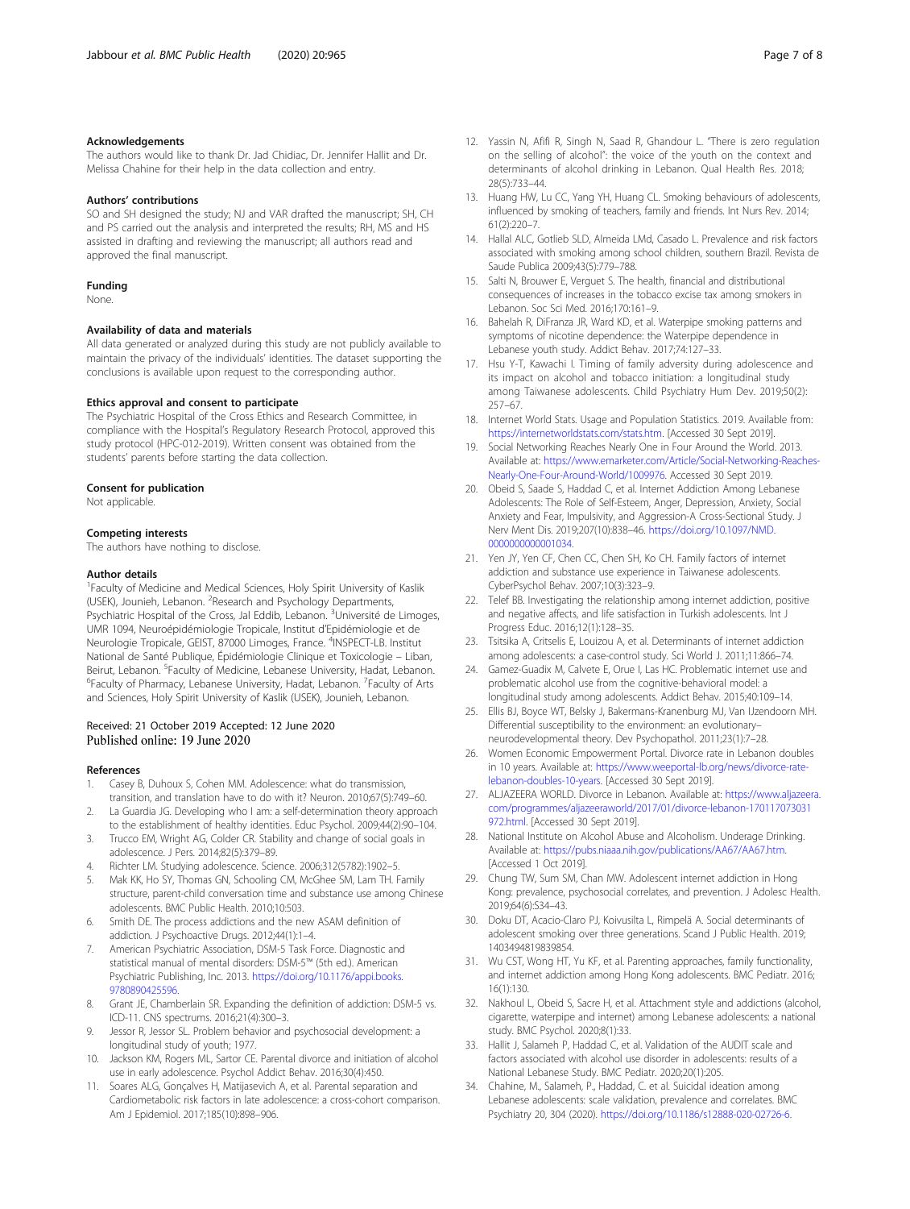## Acknowledgements

The authors would like to thank Dr. Jad Chidiac, Dr. Jennifer Hallit and Dr. Melissa Chahine for their help in the data collection and entry.

## Authors' contributions

SO and SH designed the study; NJ and VAR drafted the manuscript; SH, CH and PS carried out the analysis and interpreted the results; RH, MS and HS assisted in drafting and reviewing the manuscript; all authors read and approved the final manuscript.

## Funding

None.

## Availability of data and materials

All data generated or analyzed during this study are not publicly available to maintain the privacy of the individuals' identities. The dataset supporting the conclusions is available upon request to the corresponding author.

## Ethics approval and consent to participate

The Psychiatric Hospital of the Cross Ethics and Research Committee, in compliance with the Hospital's Regulatory Research Protocol, approved this study protocol (HPC-012-2019). Written consent was obtained from the students' parents before starting the data collection.

## Consent for publication

Not applicable.

## Competing interests

The authors have nothing to disclose.

## Author details

[1]Faculty of Medicine and Medical Sciences, Holy Spirit University of Kaslik (USEK), Jounieh, Lebanon. [2]Research and Psychology Departments, Psychiatric Hospital of the Cross, Jal Eddib, Lebanon. [3]Université de Limoges, UMR 1094, Neuroépidémiologie Tropicale, Institut d'Epidémiologie et de Neurologie Tropicale, GEIST, 87000 Limoges, France. [4]INSPECT-LB. Institut National de Santé Publique, Épidémiologie Clinique et Toxicologie – Liban, Beirut, Lebanon. [5]Faculty of Medicine, Lebanese University, Hadat, Lebanon. [6]Faculty of Pharmacy, Lebanese University, Hadat, Lebanon. [7]Faculty of Arts and Sciences, Holy Spirit University of Kaslik (USEK), Jounieh, Lebanon.

Received: 21 October 2019 Accepted: 12 June 2020
Published online: 19 June 2020

## References

1. Casey B, Duhoux S, Cohen MM. Adolescence: what do transmission, transition, and translation have to do with it? Neuron. 2010;67(5):749–60.
2. La Guardia JG. Developing who I am: a self-determination theory approach to the establishment of healthy identities. Educ Psychol. 2009;44(2):90–104.
3. Trucco EM, Wright AG, Colder CR. Stability and change of social goals in adolescence. J Pers. 2014;82(5):379–89.
4. Richter LM. Studying adolescence. Science. 2006;312(5782):1902–5.
5. Mak KK, Ho SY, Thomas GN, Schooling CM, McGhee SM, Lam TH. Family structure, parent-child conversation time and substance use among Chinese adolescents. BMC Public Health. 2010;10:503.
6. Smith DE. The process addictions and the new ASAM definition of addiction. J Psychoactive Drugs. 2012;44(1):1–4.
7. American Psychiatric Association, DSM-5 Task Force. Diagnostic and statistical manual of mental disorders: DSM-5™ (5th ed.). American Psychiatric Publishing, Inc. 2013. https://doi.org/10.1176/appi.books.9780890425596.
8. Grant JE, Chamberlain SR. Expanding the definition of addiction: DSM-5 vs. ICD-11. CNS spectrums. 2016;21(4):300–3.
9. Jessor R, Jessor SL. Problem behavior and psychosocial development: a longitudinal study of youth; 1977.
10. Jackson KM, Rogers ML, Sartor CE. Parental divorce and initiation of alcohol use in early adolescence. Psychol Addict Behav. 2016;30(4):450.
11. Soares ALG, Gonçalves H, Matijasevich A, et al. Parental separation and Cardiometabolic risk factors in late adolescence: a cross-cohort comparison. Am J Epidemiol. 2017;185(10):898–906.
12. Yassin N, Afifi R, Singh N, Saad R, Ghandour L. "There is zero regulation on the selling of alcohol": the voice of the youth on the context and determinants of alcohol drinking in Lebanon. Qual Health Res. 2018; 28(5):733–44.
13. Huang HW, Lu CC, Yang YH, Huang CL. Smoking behaviours of adolescents, influenced by smoking of teachers, family and friends. Int Nurs Rev. 2014; 61(2):220–7.
14. Hallal ALC, Gotlieb SLD, Almeida LMd, Casado L. Prevalence and risk factors associated with smoking among school children, southern Brazil. Revista de Saude Publica 2009;43(5):779–788.
15. Salti N, Brouwer E, Verguet S. The health, financial and distributional consequences of increases in the tobacco excise tax among smokers in Lebanon. Soc Sci Med. 2016;170:161–9.
16. Bahelah R, DiFranza JR, Ward KD, et al. Waterpipe smoking patterns and symptoms of nicotine dependence: the Waterpipe dependence in Lebanese youth study. Addict Behav. 2017;74:127–33.
17. Hsu Y-T, Kawachi I. Timing of family adversity during adolescence and its impact on alcohol and tobacco initiation: a longitudinal study among Taiwanese adolescents. Child Psychiatry Hum Dev. 2019;50(2): 257–67.
18. Internet World Stats. Usage and Population Statistics. 2019. Available from: https://internetworldstats.com/stats.htm. [Accessed 30 Sept 2019].
19. Social Networking Reaches Nearly One in Four Around the World. 2013. Available at: https://www.emarketer.com/Article/Social-Networking-Reaches-Nearly-One-Four-Around-World/1009976. Accessed 30 Sept 2019.
20. Obeid S, Saade S, Haddad C, et al. Internet Addiction Among Lebanese Adolescents: The Role of Self-Esteem, Anger, Depression, Anxiety, Social Anxiety and Fear, Impulsivity, and Aggression-A Cross-Sectional Study. J Nerv Ment Dis. 2019;207(10):838–46. https://doi.org/10.1097/NMD.0000000000001034.
21. Yen JY, Yen CF, Chen CC, Chen SH, Ko CH. Family factors of internet addiction and substance use experience in Taiwanese adolescents. CyberPsychol Behav. 2007;10(3):323–9.
22. Telef BB. Investigating the relationship among internet addiction, positive and negative affects, and life satisfaction in Turkish adolescents. Int J Progress Educ. 2016;12(1):128–35.
23. Tsitsika A, Critselis E, Louizou A, et al. Determinants of internet addiction among adolescents: a case-control study. Sci World J. 2011;11:866–74.
24. Gamez-Guadix M, Calvete E, Orue I, Las HC. Problematic internet use and problematic alcohol use from the cognitive-behavioral model: a longitudinal study among adolescents. Addict Behav. 2015;40:109–14.
25. Ellis BJ, Boyce WT, Belsky J, Bakermans-Kranenburg MJ, Van IJzendoorn MH. Differential susceptibility to the environment: an evolutionary–neurodevelopmental theory. Dev Psychopathol. 2011;23(1):7–28.
26. Women Economic Empowerment Portal. Divorce rate in Lebanon doubles in 10 years. Available at: https://www.weeportal-lb.org/news/divorce-rate-lebanon-doubles-10-years. [Accessed 30 Sept 2019].
27. ALJAZEERA WORLD. Divorce in Lebanon. Available at: https://www.aljazeera.com/programmes/aljazeeraworld/2017/01/divorce-lebanon-170117073031972.html. [Accessed 30 Sept 2019].
28. National Institute on Alcohol Abuse and Alcoholism. Underage Drinking. Available at: https://pubs.niaaa.nih.gov/publications/AA67/AA67.htm. [Accessed 1 Oct 2019].
29. Chung TW, Sum SM, Chan MW. Adolescent internet addiction in Hong Kong: prevalence, psychosocial correlates, and prevention. J Adolesc Health. 2019;64(6):S34–43.
30. Doku DT, Acacio-Claro PJ, Koivusilta L, Rimpelä A. Social determinants of adolescent smoking over three generations. Scand J Public Health. 2019; 1403494819839854.
31. Wu CST, Wong HT, Yu KF, et al. Parenting approaches, family functionality, and internet addiction among Hong Kong adolescents. BMC Pediatr. 2016; 16(1):130.
32. Nakhoul L, Obeid S, Sacre H, et al. Attachment style and addictions (alcohol, cigarette, waterpipe and internet) among Lebanese adolescents: a national study. BMC Psychol. 2020;8(1):33.
33. Hallit J, Salameh P, Haddad C, et al. Validation of the AUDIT scale and factors associated with alcohol use disorder in adolescents: results of a National Lebanese Study. BMC Pediatr. 2020;20(1):205.
34. Chahine, M., Salameh, P., Haddad, C. et al. Suicidal ideation among Lebanese adolescents: scale validation, prevalence and correlates. BMC Psychiatry 20, 304 (2020). https://doi.org/10.1186/s12888-020-02726-6.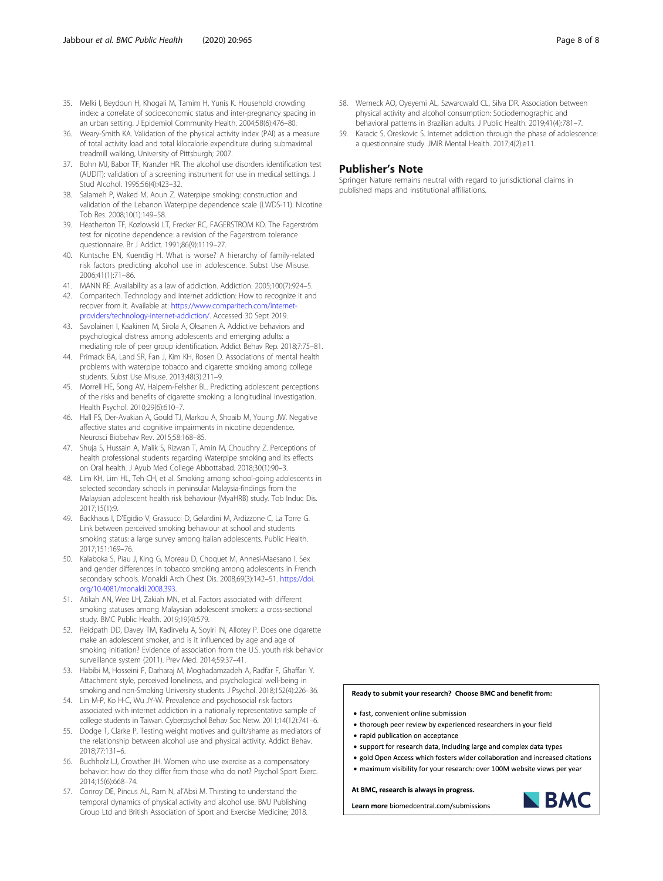35. Melki I, Beydoun H, Khogali M, Tamim H, Yunis K. Household crowding index: a correlate of socioeconomic status and inter-pregnancy spacing in an urban setting. J Epidemiol Community Health. 2004;58(6):476–80.
36. Weary-Smith KA. Validation of the physical activity index (PAI) as a measure of total activity load and total kilocalorie expenditure during submaximal treadmill walking, University of Pittsburgh; 2007.
37. Bohn MJ, Babor TF, Kranzler HR. The alcohol use disorders identification test (AUDIT): validation of a screening instrument for use in medical settings. J Stud Alcohol. 1995;56(4):423–32.
38. Salameh P, Waked M, Aoun Z. Waterpipe smoking: construction and validation of the Lebanon Waterpipe dependence scale (LWDS-11). Nicotine Tob Res. 2008;10(1):149–58.
39. Heatherton TF, Kozlowski LT, Frecker RC, FAGERSTROM KO. The Fagerström test for nicotine dependence: a revision of the Fagerstrom tolerance questionnaire. Br J Addict. 1991;86(9):1119–27.
40. Kuntsche EN, Kuendig H. What is worse? A hierarchy of family-related risk factors predicting alcohol use in adolescence. Subst Use Misuse. 2006;41(1):71–86.
41. MANN RE. Availability as a law of addiction. Addiction. 2005;100(7):924–5.
42. Comparitech. Technology and internet addiction: How to recognize it and recover from it. Available at: https://www.comparitech.com/internet-providers/technology-internet-addiction/. Accessed 30 Sept 2019.
43. Savolainen I, Kaakinen M, Sirola A, Oksanen A. Addictive behaviors and psychological distress among adolescents and emerging adults: a mediating role of peer group identification. Addict Behav Rep. 2018;7:75–81.
44. Primack BA, Land SR, Fan J, Kim KH, Rosen D. Associations of mental health problems with waterpipe tobacco and cigarette smoking among college students. Subst Use Misuse. 2013;48(3):211–9.
45. Morrell HE, Song AV, Halpern-Felsher BL. Predicting adolescent perceptions of the risks and benefits of cigarette smoking: a longitudinal investigation. Health Psychol. 2010;29(6):610–7.
46. Hall FS, Der-Avakian A, Gould TJ, Markou A, Shoaib M, Young JW. Negative affective states and cognitive impairments in nicotine dependence. Neurosci Biobehav Rev. 2015;58:168–85.
47. Shuja S, Hussain A, Malik S, Rizwan T, Amin M, Choudhry Z. Perceptions of health professional students regarding Waterpipe smoking and its effects on Oral health. J Ayub Med College Abbottabad. 2018;30(1):90–3.
48. Lim KH, Lim HL, Teh CH, et al. Smoking among school-going adolescents in selected secondary schools in peninsular Malaysia-findings from the Malaysian adolescent health risk behaviour (MyaHRB) study. Tob Induc Dis. 2017;15(1):9.
49. Backhaus I, D'Egidio V, Grassucci D, Gelardini M, Ardizzone C, La Torre G. Link between perceived smoking behaviour at school and students smoking status: a large survey among Italian adolescents. Public Health. 2017;151:169–76.
50. Kalaboka S, Piau J, King G, Moreau D, Choquet M, Annesi-Maesano I. Sex and gender differences in tobacco smoking among adolescents in French secondary schools. Monaldi Arch Chest Dis. 2008;69(3):142–51. https://doi.org/10.4081/monaldi.2008.393.
51. Atikah AN, Wee LH, Zakiah MN, et al. Factors associated with different smoking statuses among Malaysian adolescent smokers: a cross-sectional study. BMC Public Health. 2019;19(4):579.
52. Reidpath DD, Davey TM, Kadirvelu A, Soyiri IN, Allotey P. Does one cigarette make an adolescent smoker, and is it influenced by age and age of smoking initiation? Evidence of association from the U.S. youth risk behavior surveillance system (2011). Prev Med. 2014;59:37–41.
53. Habibi M, Hosseini F, Darharaj M, Moghadamzadeh A, Radfar F, Ghaffari Y. Attachment style, perceived loneliness, and psychological well-being in smoking and non-Smoking University students. J Psychol. 2018;152(4):226–36.
54. Lin M-P, Ko H-C, Wu JY-W. Prevalence and psychosocial risk factors associated with internet addiction in a nationally representative sample of college students in Taiwan. Cyberpsychol Behav Soc Netw. 2011;14(12):741–6.
55. Dodge T, Clarke P. Testing weight motives and guilt/shame as mediators of the relationship between alcohol use and physical activity. Addict Behav. 2018;77:131–6.
56. Buchholz LJ, Crowther JH. Women who use exercise as a compensatory behavior: how do they differ from those who do not? Psychol Sport Exerc. 2014;15(6):668–74.
57. Conroy DE, Pincus AL, Ram N, al'Absi M. Thirsting to understand the temporal dynamics of physical activity and alcohol use. BMJ Publishing Group Ltd and British Association of Sport and Exercise Medicine; 2018.
58. Werneck AO, Oyeyemi AL, Szwarcwald CL, Silva DR. Association between physical activity and alcohol consumption: Sociodemographic and behavioral patterns in Brazilian adults. J Public Health. 2019;41(4):781–7.
59. Karacic S, Oreskovic S. Internet addiction through the phase of adolescence: a questionnaire study. JMIR Mental Health. 2017;4(2):e11.

## Publisher's Note

Springer Nature remains neutral with regard to jurisdictional claims in published maps and institutional affiliations.

**Ready to submit your research? Choose BMC and benefit from:**

- fast, convenient online submission
- thorough peer review by experienced researchers in your field
- rapid publication on acceptance
- support for research data, including large and complex data types
- gold Open Access which fosters wider collaboration and increased citations
- maximum visibility for your research: over 100M website views per year

**At BMC, research is always in progress.**

**Learn more** biomedcentral.com/submissions

BMC